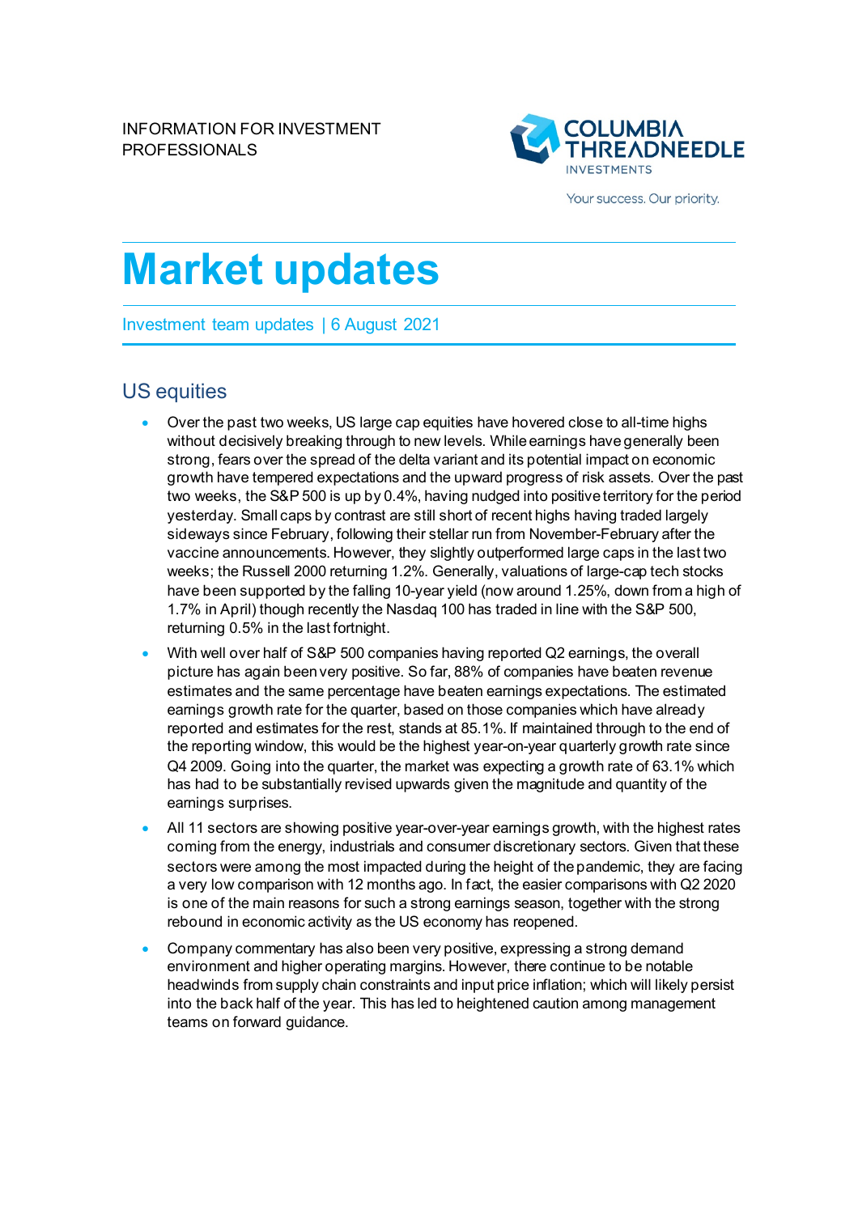INFORMATION FOR INVESTMENT PROFESSIONALS

COLUMBIA THREADNEEDLE INVESTMENTS

Your success. Our priority.

# Market updates

Investment team updates | 6 August 2021

## US equities

- Over the past two weeks, US large cap equities have hovered close to all-time highs without decisively breaking through to new levels. While earnings have generally been strong, fears over the spread of the delta variant and its potential impact on economic growth have tempered expectations and the upward progress of risk assets. Over the past two weeks, the S&P 500 is up by 0.4%, having nudged into positive territory for the period yesterday. Small caps by contrast are still short of recent highs having traded largely sideways since February, following their stellar run from November-February after the vaccine announcements. However, they slightly outperformed large caps in the last two weeks; the Russell 2000 returning 1.2%. Generally, valuations of large-cap tech stocks have been supported by the falling 10-year yield (now around 1.25%, down from a high of 1.7% in April) though recently the Nasdaq 100 has traded in line with the S&P 500, returning 0.5% in the last fortnight.
- With well over half of S&P 500 companies having reported Q2 earnings, the overall picture has again been very positive. So far, 88% of companies have beaten revenue estimates and the same percentage have beaten earnings expectations. The estimated earnings growth rate for the quarter, based on those companies which have already reported and estimates for the rest, stands at 85.1%. If maintained through to the end of the reporting window, this would be the highest year-on-year quarterly growth rate since Q4 2009. Going into the quarter, the market was expecting a growth rate of 63.1% which has had to be substantially revised upwards given the magnitude and quantity of the earnings surprises.
- All 11 sectors are showing positive year-over-year earnings growth, with the highest rates coming from the energy, industrials and consumer discretionary sectors. Given that these sectors were among the most impacted during the height of the pandemic, they are facing a very low comparison with 12 months ago. In fact, the easier comparisons with Q2 2020 is one of the main reasons for such a strong earnings season, together with the strong rebound in economic activity as the US economy has reopened.
- Company commentary has also been very positive, expressing a strong demand environment and higher operating margins. However, there continue to be notable headwinds from supply chain constraints and input price inflation; which will likely persist into the back half of the year. This has led to heightened caution among management teams on forward guidance.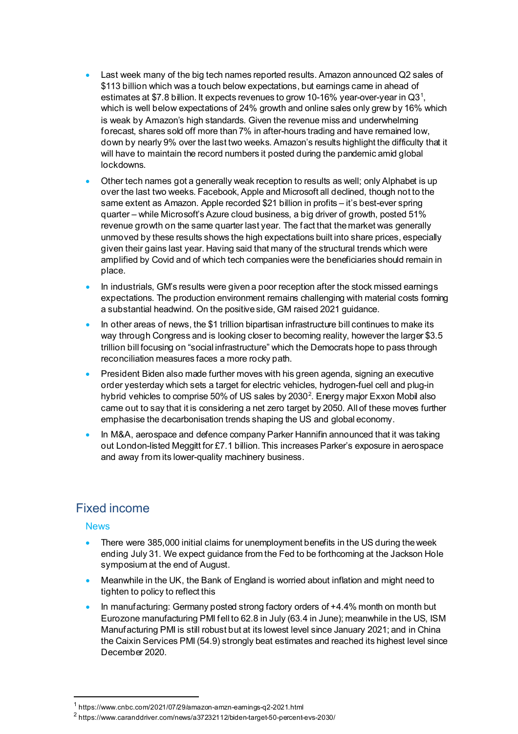- Last week many of the big tech names reported results. Amazon announced Q2 sales of $113 billion which was a touch below expectations, but earnings came in ahead of estimates at $7.8 billion. It expects revenues to grow 10-16% year-over-year in Q3[1], which is well below expectations of 24% growth and online sales only grew by 16% which is weak by Amazon's high standards. Given the revenue miss and underwhelming forecast, shares sold off more than 7% in after-hours trading and have remained low, down by nearly 9% over the last two weeks. Amazon's results highlight the difficulty that it will have to maintain the record numbers it posted during the pandemic amid global lockdowns.
- Other tech names got a generally weak reception to results as well; only Alphabet is up over the last two weeks. Facebook, Apple and Microsoft all declined, though not to the same extent as Amazon. Apple recorded $21 billion in profits – it's best-ever spring quarter – while Microsoft's Azure cloud business, a big driver of growth, posted 51% revenue growth on the same quarter last year. The fact that the market was generally unmoved by these results shows the high expectations built into share prices, especially given their gains last year. Having said that many of the structural trends which were amplified by Covid and of which tech companies were the beneficiaries should remain in place.
- In industrials, GM's results were given a poor reception after the stock missed earnings expectations. The production environment remains challenging with material costs forming a substantial headwind. On the positive side, GM raised 2021 guidance.
- In other areas of news, the $1 trillion bipartisan infrastructure bill continues to make its way through Congress and is looking closer to becoming reality, however the larger $3.5 trillion bill focusing on "social infrastructure" which the Democrats hope to pass through reconciliation measures faces a more rocky path.
- President Biden also made further moves with his green agenda, signing an executive order yesterday which sets a target for electric vehicles, hydrogen-fuel cell and plug-in hybrid vehicles to comprise 50% of US sales by 2030[2]. Energy major Exxon Mobil also came out to say that it is considering a net zero target by 2050. All of these moves further emphasise the decarbonisation trends shaping the US and global economy.
- In M&A, aerospace and defence company Parker Hannifin announced that it was taking out London-listed Meggitt for £7.1 billion. This increases Parker's exposure in aerospace and away from its lower-quality machinery business.

## Fixed income

### News

- There were 385,000 initial claims for unemployment benefits in the US during the week ending July 31. We expect guidance from the Fed to be forthcoming at the Jackson Hole symposium at the end of August.
- Meanwhile in the UK, the Bank of England is worried about inflation and might need to tighten to policy to reflect this
- In manufacturing: Germany posted strong factory orders of +4.4% month on month but Eurozone manufacturing PMI fell to 62.8 in July (63.4 in June); meanwhile in the US, ISM Manufacturing PMI is still robust but at its lowest level since January 2021; and in China the Caixin Services PMI (54.9) strongly beat estimates and reached its highest level since December 2020.

---

[1] https://www.cnbc.com/2021/07/29/amazon-amzn-earnings-q2-2021.html

[2] https://www.caranddriver.com/news/a37232112/biden-target-50-percent-evs-2030/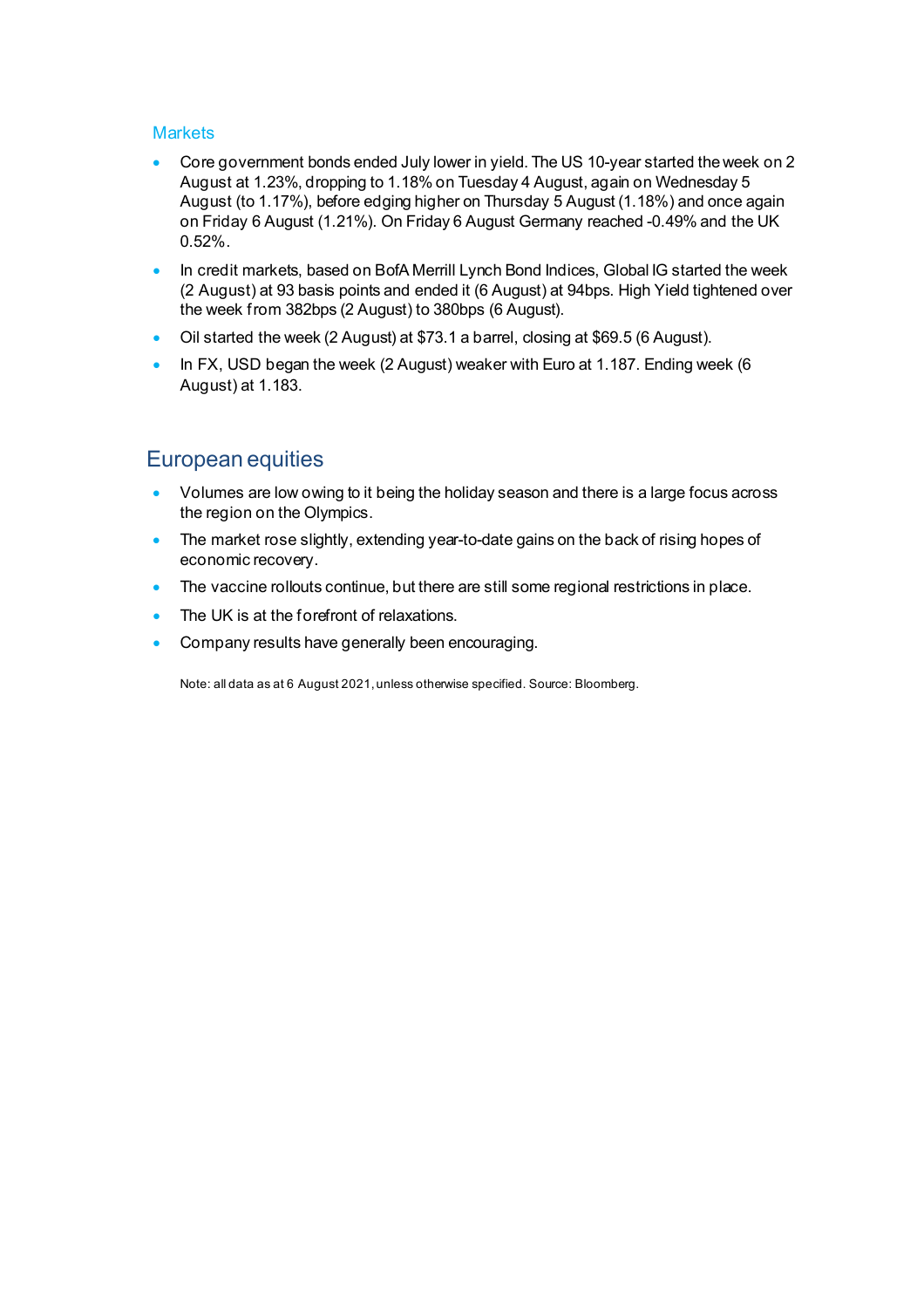### Markets

- Core government bonds ended July lower in yield. The US 10-year started the week on 2 August at 1.23%, dropping to 1.18% on Tuesday 4 August, again on Wednesday 5 August (to 1.17%), before edging higher on Thursday 5 August (1.18%) and once again on Friday 6 August (1.21%). On Friday 6 August Germany reached -0.49% and the UK 0.52%.
- In credit markets, based on BofA Merrill Lynch Bond Indices, Global IG started the week (2 August) at 93 basis points and ended it (6 August) at 94bps. High Yield tightened over the week from 382bps (2 August) to 380bps (6 August).
- Oil started the week (2 August) at $73.1 a barrel, closing at $69.5 (6 August).
- In FX, USD began the week (2 August) weaker with Euro at 1.187. Ending week (6 August) at 1.183.

## European equities

- Volumes are low owing to it being the holiday season and there is a large focus across the region on the Olympics.
- The market rose slightly, extending year-to-date gains on the back of rising hopes of economic recovery.
- The vaccine rollouts continue, but there are still some regional restrictions in place.
- The UK is at the forefront of relaxations.
- Company results have generally been encouraging.

Note: all data as at 6 August 2021, unless otherwise specified. Source: Bloomberg.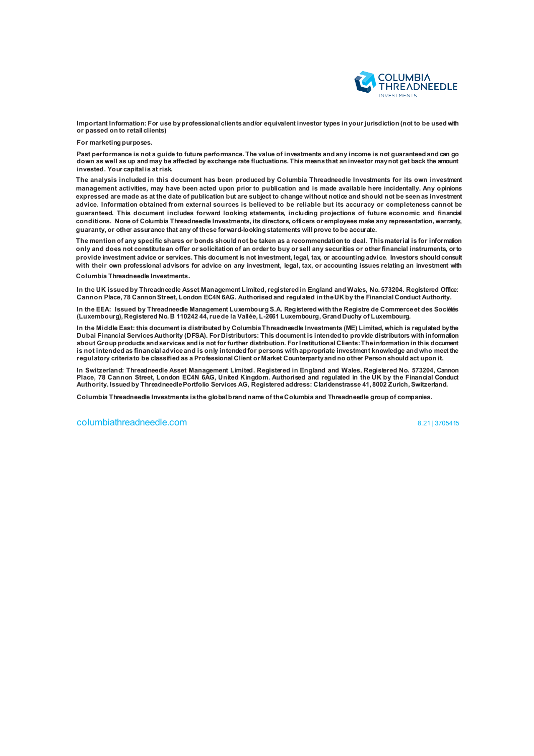**Important Information: For use by professional clients and/or equivalent investor types in your jurisdiction (not to be used with or passed on to retail clients)**

**For marketing purposes.**

**Past performance is not a guide to future performance. The value of investments and any income is not guaranteed and can go down as well as up and may be affected by exchange rate fluctuations. This means that an investor may not get back the amount invested. Your capital is at risk.**

**The analysis included in this document has been produced by Columbia Threadneedle Investments for its own investment management activities, may have been acted upon prior to publication and is made available here incidentally. Any opinions expressed are made as at the date of publication but are subject to change without notice and should not be seen as investment advice. Information obtained from external sources is believed to be reliable but its accuracy or completeness cannot be guaranteed. This document includes forward looking statements, including projections of future economic and financial conditions. None of Columbia Threadneedle Investments, its directors, officers or employees make any representation, warranty, guaranty, or other assurance that any of these forward-looking statements will prove to be accurate.**

**The mention of any specific shares or bonds should not be taken as a recommendation to deal. This material is for information only and does not constitute an offer or solicitation of an order to buy or sell any securities or other financial instruments, or to provide investment advice or services. This document is not investment, legal, tax, or accounting advice. Investors should consult with their own professional advisors for advice on any investment, legal, tax, or accounting issues relating an investment with Columbia Threadneedle Investments.**

**In the UK issued by Threadneedle Asset Management Limited, registered in England and Wales, No. 573204. Registered Office: Cannon Place, 78 Cannon Street, London EC4N 6AG. Authorised and regulated in the UK by the Financial Conduct Authority.**

**In the EEA: Issued by Threadneedle Management Luxembourg S.A. Registered with the Registre de Commerce et des Sociétés (Luxembourg), Registered No. B 110242 44, rue de la Vallée, L-2661 Luxembourg, Grand Duchy of Luxembourg.**

**In the Middle East: this document is distributed by Columbia Threadneedle Investments (ME) Limited, which is regulated by the Dubai Financial Services Authority (DFSA). For Distributors: This document is intended to provide distributors with information about Group products and services and is not for further distribution. For Institutional Clients: The information in this document is not intended as financial advice and is only intended for persons with appropriate investment knowledge and who meet the regulatory criteria to be classified as a Professional Client or Market Counterparty and no other Person should act upon it.**

**In Switzerland: Threadneedle Asset Management Limited. Registered in England and Wales, Registered No. 573204, Cannon Place, 78 Cannon Street, London EC4N 6AG, United Kingdom. Authorised and regulated in the UK by the Financial Conduct Authority. Issued by Threadneedle Portfolio Services AG, Registered address: Claridenstrasse 41, 8002 Zurich, Switzerland.**

**Columbia Threadneedle Investments is the global brand name of the Columbia and Threadneedle group of companies.**

columbiathreadneedle.com

8.21 | 3705415